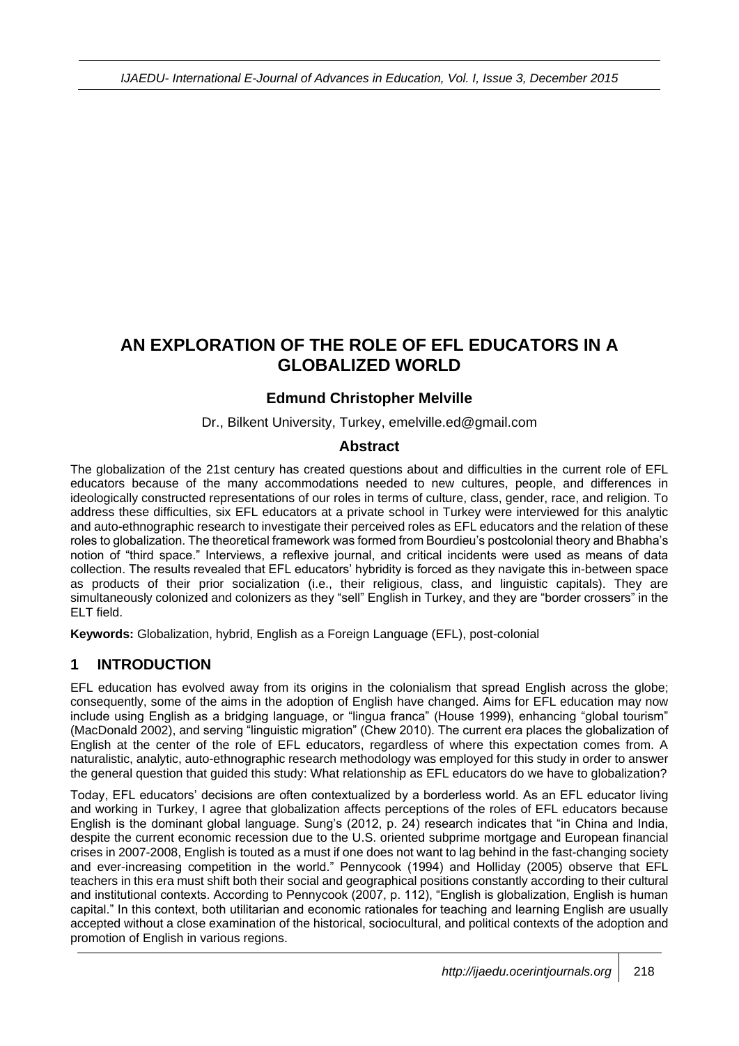# AN EXPLORATION OF THE ROLE OF EFL EDUCATORS IN A GLOBALIZED WORLD

### Edmund Christopher Melville

Dr., Bilkent University, Turkey, emelville.ed@gmail.com

### Abstract

The globalization of the 21st century has created questions about and difficulties in the current role of EFL educators because of the many accommodations needed to new cultures, people, and differences in ideologically constructed representations of our roles in terms of culture, class, gender, race, and religion. To address these difficulties, six EFL educators at a private school in Turkey were interviewed for this analytic and auto-ethnographic research to investigate their perceived roles as EFL educators and the relation of these roles to globalization. The theoretical framework was formed from Bourdieu's postcolonial theory and Bhabha's notion of "third space." Interviews, a reflexive journal, and critical incidents were used as means of data collection. The results revealed that EFL educators' hybridity is forced as they navigate this in-between space as products of their prior socialization (i.e., their religious, class, and linguistic capitals). They are simultaneously colonized and colonizers as they "sell" English in Turkey, and they are "border crossers" in the ELT field.

**Keywords:** Globalization, hybrid, English as a Foreign Language (EFL), post-colonial

## 1 INTRODUCTION

EFL education has evolved away from its origins in the colonialism that spread English across the globe; consequently, some of the aims in the adoption of English have changed. Aims for EFL education may now include using English as a bridging language, or "lingua franca" (House 1999), enhancing "global tourism" (MacDonald 2002), and serving "linguistic migration" (Chew 2010). The current era places the globalization of English at the center of the role of EFL educators, regardless of where this expectation comes from. A naturalistic, analytic, auto-ethnographic research methodology was employed for this study in order to answer the general question that guided this study: What relationship as EFL educators do we have to globalization?

Today, EFL educators' decisions are often contextualized by a borderless world. As an EFL educator living and working in Turkey, I agree that globalization affects perceptions of the roles of EFL educators because English is the dominant global language. Sung's (2012, p. 24) research indicates that "in China and India, despite the current economic recession due to the U.S. oriented subprime mortgage and European financial crises in 2007-2008, English is touted as a must if one does not want to lag behind in the fast-changing society and ever-increasing competition in the world." Pennycook (1994) and Holliday (2005) observe that EFL teachers in this era must shift both their social and geographical positions constantly according to their cultural and institutional contexts. According to Pennycook (2007, p. 112), "English is globalization, English is human capital." In this context, both utilitarian and economic rationales for teaching and learning English are usually accepted without a close examination of the historical, sociocultural, and political contexts of the adoption and promotion of English in various regions.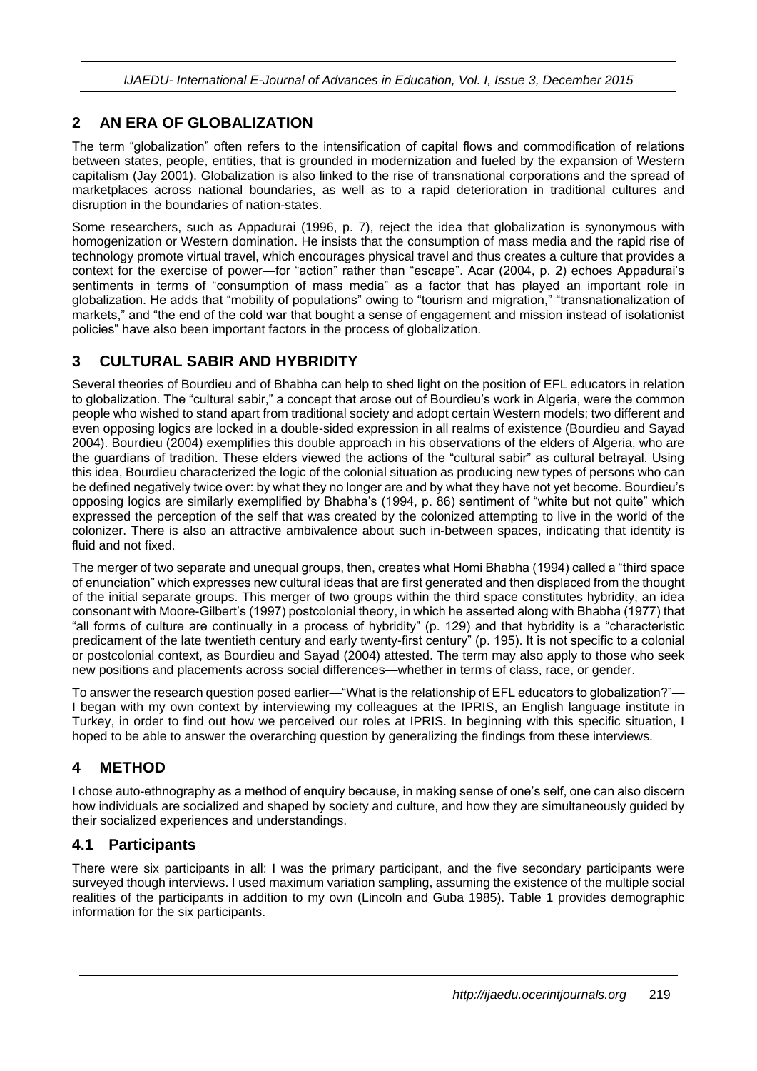## 2 AN ERA OF GLOBALIZATION

The term "globalization" often refers to the intensification of capital flows and commodification of relations between states, people, entities, that is grounded in modernization and fueled by the expansion of Western capitalism (Jay 2001). Globalization is also linked to the rise of transnational corporations and the spread of marketplaces across national boundaries, as well as to a rapid deterioration in traditional cultures and disruption in the boundaries of nation-states.

Some researchers, such as Appadurai (1996, p. 7), reject the idea that globalization is synonymous with homogenization or Western domination. He insists that the consumption of mass media and the rapid rise of technology promote virtual travel, which encourages physical travel and thus creates a culture that provides a context for the exercise of power—for "action" rather than "escape". Acar (2004, p. 2) echoes Appadurai's sentiments in terms of "consumption of mass media" as a factor that has played an important role in globalization. He adds that "mobility of populations" owing to "tourism and migration," "transnationalization of markets," and "the end of the cold war that bought a sense of engagement and mission instead of isolationist policies" have also been important factors in the process of globalization.

## 3 CULTURAL SABIR AND HYBRIDITY

Several theories of Bourdieu and of Bhabha can help to shed light on the position of EFL educators in relation to globalization. The "cultural sabir," a concept that arose out of Bourdieu's work in Algeria, were the common people who wished to stand apart from traditional society and adopt certain Western models; two different and even opposing logics are locked in a double-sided expression in all realms of existence (Bourdieu and Sayad 2004). Bourdieu (2004) exemplifies this double approach in his observations of the elders of Algeria, who are the guardians of tradition. These elders viewed the actions of the "cultural sabir" as cultural betrayal. Using this idea, Bourdieu characterized the logic of the colonial situation as producing new types of persons who can be defined negatively twice over: by what they no longer are and by what they have not yet become. Bourdieu's opposing logics are similarly exemplified by Bhabha's (1994, p. 86) sentiment of "white but not quite" which expressed the perception of the self that was created by the colonized attempting to live in the world of the colonizer. There is also an attractive ambivalence about such in-between spaces, indicating that identity is fluid and not fixed.

The merger of two separate and unequal groups, then, creates what Homi Bhabha (1994) called a "third space of enunciation" which expresses new cultural ideas that are first generated and then displaced from the thought of the initial separate groups. This merger of two groups within the third space constitutes hybridity, an idea consonant with Moore-Gilbert's (1997) postcolonial theory, in which he asserted along with Bhabha (1977) that "all forms of culture are continually in a process of hybridity" (p. 129) and that hybridity is a "characteristic predicament of the late twentieth century and early twenty-first century" (p. 195). It is not specific to a colonial or postcolonial context, as Bourdieu and Sayad (2004) attested. The term may also apply to those who seek new positions and placements across social differences—whether in terms of class, race, or gender.

To answer the research question posed earlier—"What is the relationship of EFL educators to globalization?"—I began with my own context by interviewing my colleagues at the IPRIS, an English language institute in Turkey, in order to find out how we perceived our roles at IPRIS. In beginning with this specific situation, I hoped to be able to answer the overarching question by generalizing the findings from these interviews.

## 4 METHOD

I chose auto-ethnography as a method of enquiry because, in making sense of one's self, one can also discern how individuals are socialized and shaped by society and culture, and how they are simultaneously guided by their socialized experiences and understandings.

### 4.1 Participants

There were six participants in all: I was the primary participant, and the five secondary participants were surveyed though interviews. I used maximum variation sampling, assuming the existence of the multiple social realities of the participants in addition to my own (Lincoln and Guba 1985). Table 1 provides demographic information for the six participants.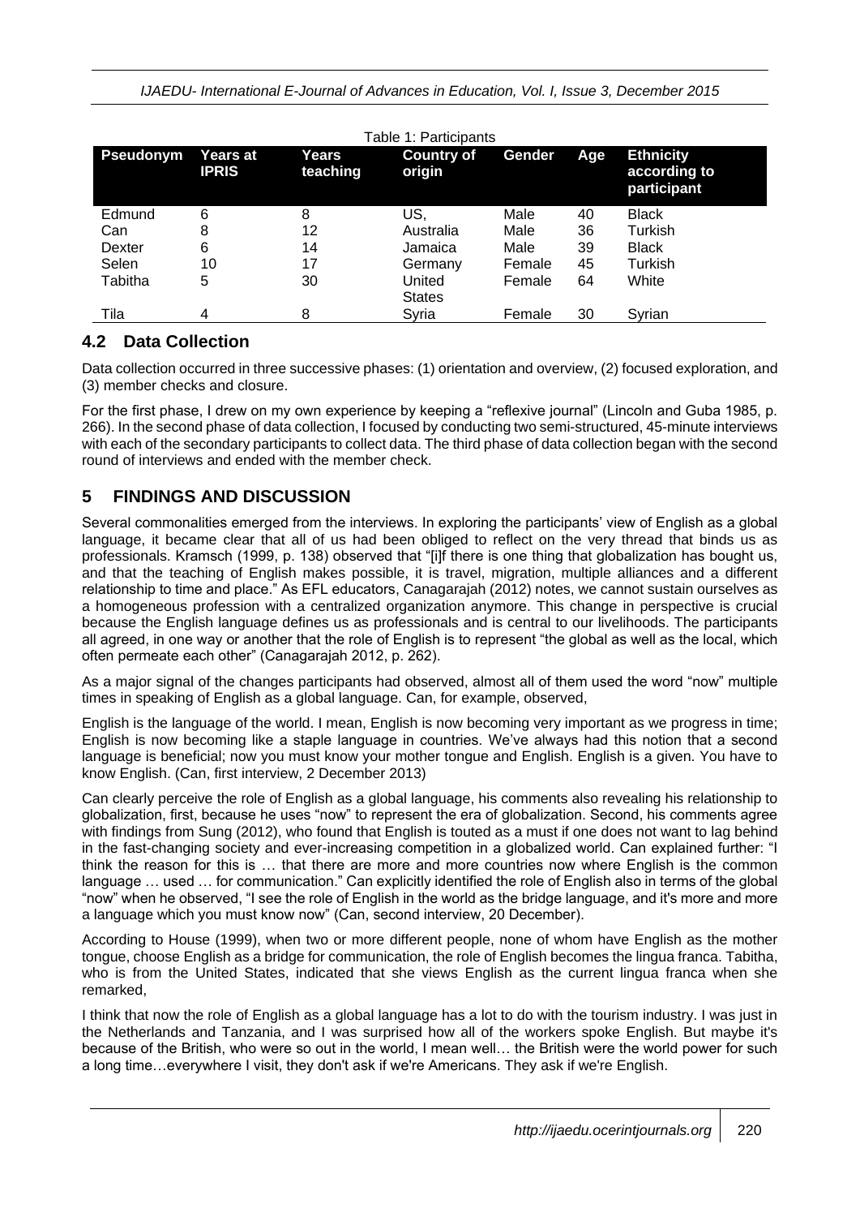Table 1: Participants

| Pseudonym | Years at IPRIS | Years teaching | Country of origin | Gender | Age | Ethnicity according to participant |
|---|---|---|---|---|---|---|
| Edmund | 6 | 8 | US, | Male | 40 | Black |
| Can | 8 | 12 | Australia | Male | 36 | Turkish |
| Dexter | 6 | 14 | Jamaica | Male | 39 | Black |
| Selen | 10 | 17 | Germany | Female | 45 | Turkish |
| Tabitha | 5 | 30 | United States | Female | 64 | White |
| Tila | 4 | 8 | Syria | Female | 30 | Syrian |

### 4.2 Data Collection

Data collection occurred in three successive phases: (1) orientation and overview, (2) focused exploration, and (3) member checks and closure.

For the first phase, I drew on my own experience by keeping a "reflexive journal" (Lincoln and Guba 1985, p. 266). In the second phase of data collection, I focused by conducting two semi-structured, 45-minute interviews with each of the secondary participants to collect data. The third phase of data collection began with the second round of interviews and ended with the member check.

## 5 FINDINGS AND DISCUSSION

Several commonalities emerged from the interviews. In exploring the participants' view of English as a global language, it became clear that all of us had been obliged to reflect on the very thread that binds us as professionals. Kramsch (1999, p. 138) observed that "[i]f there is one thing that globalization has bought us, and that the teaching of English makes possible, it is travel, migration, multiple alliances and a different relationship to time and place." As EFL educators, Canagarajah (2012) notes, we cannot sustain ourselves as a homogeneous profession with a centralized organization anymore. This change in perspective is crucial because the English language defines us as professionals and is central to our livelihoods. The participants all agreed, in one way or another that the role of English is to represent "the global as well as the local, which often permeate each other" (Canagarajah 2012, p. 262).

As a major signal of the changes participants had observed, almost all of them used the word "now" multiple times in speaking of English as a global language. Can, for example, observed,

English is the language of the world. I mean, English is now becoming very important as we progress in time; English is now becoming like a staple language in countries. We've always had this notion that a second language is beneficial; now you must know your mother tongue and English. English is a given. You have to know English. (Can, first interview, 2 December 2013)

Can clearly perceive the role of English as a global language, his comments also revealing his relationship to globalization, first, because he uses "now" to represent the era of globalization. Second, his comments agree with findings from Sung (2012), who found that English is touted as a must if one does not want to lag behind in the fast-changing society and ever-increasing competition in a globalized world. Can explained further: "I think the reason for this is … that there are more and more countries now where English is the common language … used … for communication." Can explicitly identified the role of English also in terms of the global "now" when he observed, "I see the role of English in the world as the bridge language, and it's more and more a language which you must know now" (Can, second interview, 20 December).

According to House (1999), when two or more different people, none of whom have English as the mother tongue, choose English as a bridge for communication, the role of English becomes the lingua franca. Tabitha, who is from the United States, indicated that she views English as the current lingua franca when she remarked,

I think that now the role of English as a global language has a lot to do with the tourism industry. I was just in the Netherlands and Tanzania, and I was surprised how all of the workers spoke English. But maybe it's because of the British, who were so out in the world, I mean well… the British were the world power for such a long time…everywhere I visit, they don't ask if we're Americans. They ask if we're English.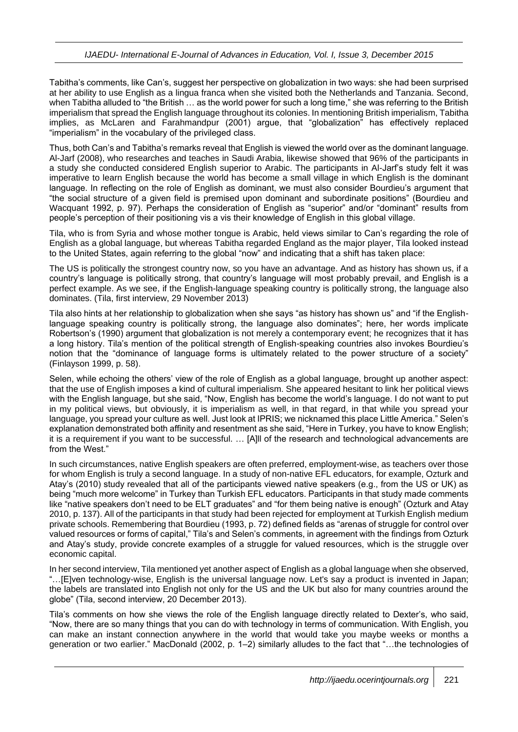Tabitha's comments, like Can's, suggest her perspective on globalization in two ways: she had been surprised at her ability to use English as a lingua franca when she visited both the Netherlands and Tanzania. Second, when Tabitha alluded to "the British … as the world power for such a long time," she was referring to the British imperialism that spread the English language throughout its colonies. In mentioning British imperialism, Tabitha implies, as McLaren and Farahmandpur (2001) argue, that "globalization" has effectively replaced "imperialism" in the vocabulary of the privileged class.

Thus, both Can's and Tabitha's remarks reveal that English is viewed the world over as the dominant language. Al-Jarf (2008), who researches and teaches in Saudi Arabia, likewise showed that 96% of the participants in a study she conducted considered English superior to Arabic. The participants in Al-Jarf's study felt it was imperative to learn English because the world has become a small village in which English is the dominant language. In reflecting on the role of English as dominant, we must also consider Bourdieu's argument that "the social structure of a given field is premised upon dominant and subordinate positions" (Bourdieu and Wacquant 1992, p. 97). Perhaps the consideration of English as "superior" and/or "dominant" results from people's perception of their positioning vis a vis their knowledge of English in this global village.

Tila, who is from Syria and whose mother tongue is Arabic, held views similar to Can's regarding the role of English as a global language, but whereas Tabitha regarded England as the major player, Tila looked instead to the United States, again referring to the global "now" and indicating that a shift has taken place:

The US is politically the strongest country now, so you have an advantage. And as history has shown us, if a country's language is politically strong, that country's language will most probably prevail, and English is a perfect example. As we see, if the English-language speaking country is politically strong, the language also dominates. (Tila, first interview, 29 November 2013)

Tila also hints at her relationship to globalization when she says "as history has shown us" and "if the English-language speaking country is politically strong, the language also dominates"; here, her words implicate Robertson's (1990) argument that globalization is not merely a contemporary event; he recognizes that it has a long history. Tila's mention of the political strength of English-speaking countries also invokes Bourdieu's notion that the "dominance of language forms is ultimately related to the power structure of a society" (Finlayson 1999, p. 58).

Selen, while echoing the others' view of the role of English as a global language, brought up another aspect: that the use of English imposes a kind of cultural imperialism. She appeared hesitant to link her political views with the English language, but she said, "Now, English has become the world's language. I do not want to put in my political views, but obviously, it is imperialism as well, in that regard, in that while you spread your language, you spread your culture as well. Just look at IPRIS; we nicknamed this place Little America." Selen's explanation demonstrated both affinity and resentment as she said, "Here in Turkey, you have to know English; it is a requirement if you want to be successful. … [A]ll of the research and technological advancements are from the West."

In such circumstances, native English speakers are often preferred, employment-wise, as teachers over those for whom English is truly a second language. In a study of non-native EFL educators, for example, Ozturk and Atay's (2010) study revealed that all of the participants viewed native speakers (e.g., from the US or UK) as being "much more welcome" in Turkey than Turkish EFL educators. Participants in that study made comments like "native speakers don't need to be ELT graduates" and "for them being native is enough" (Ozturk and Atay 2010, p. 137). All of the participants in that study had been rejected for employment at Turkish English medium private schools. Remembering that Bourdieu (1993, p. 72) defined fields as "arenas of struggle for control over valued resources or forms of capital," Tila's and Selen's comments, in agreement with the findings from Ozturk and Atay's study, provide concrete examples of a struggle for valued resources, which is the struggle over economic capital.

In her second interview, Tila mentioned yet another aspect of English as a global language when she observed, "…[E]ven technology-wise, English is the universal language now. Let's say a product is invented in Japan; the labels are translated into English not only for the US and the UK but also for many countries around the globe" (Tila, second interview, 20 December 2013).

Tila's comments on how she views the role of the English language directly related to Dexter's, who said, "Now, there are so many things that you can do with technology in terms of communication. With English, you can make an instant connection anywhere in the world that would take you maybe weeks or months a generation or two earlier." MacDonald (2002, p. 1–2) similarly alludes to the fact that "…the technologies of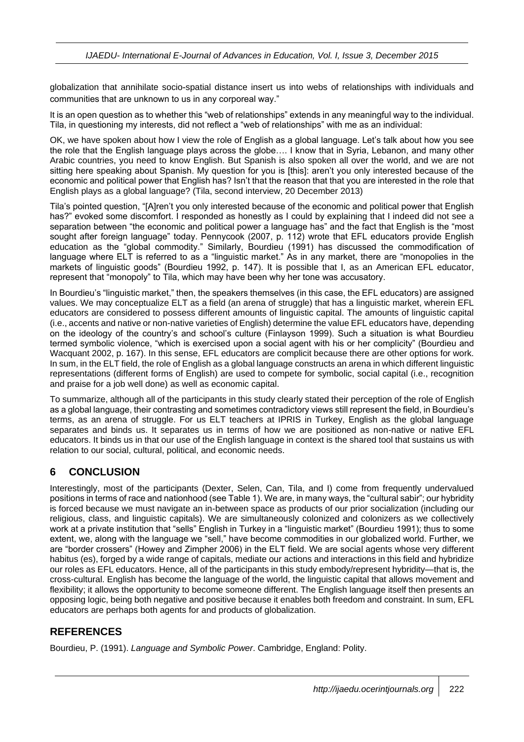globalization that annihilate socio-spatial distance insert us into webs of relationships with individuals and communities that are unknown to us in any corporeal way."

It is an open question as to whether this "web of relationships" extends in any meaningful way to the individual. Tila, in questioning my interests, did not reflect a "web of relationships" with me as an individual:

OK, we have spoken about how I view the role of English as a global language. Let's talk about how you see the role that the English language plays across the globe…. I know that in Syria, Lebanon, and many other Arabic countries, you need to know English. But Spanish is also spoken all over the world, and we are not sitting here speaking about Spanish. My question for you is [this]: aren't you only interested because of the economic and political power that English has? Isn't that the reason that that you are interested in the role that English plays as a global language? (Tila, second interview, 20 December 2013)

Tila's pointed question, "[A]ren't you only interested because of the economic and political power that English has?" evoked some discomfort. I responded as honestly as I could by explaining that I indeed did not see a separation between "the economic and political power a language has" and the fact that English is the "most sought after foreign language" today. Pennycook (2007, p. 112) wrote that EFL educators provide English education as the "global commodity." Similarly, Bourdieu (1991) has discussed the commodification of language where ELT is referred to as a "linguistic market." As in any market, there are "monopolies in the markets of linguistic goods" (Bourdieu 1992, p. 147). It is possible that I, as an American EFL educator, represent that "monopoly" to Tila, which may have been why her tone was accusatory.

In Bourdieu's "linguistic market," then, the speakers themselves (in this case, the EFL educators) are assigned values. We may conceptualize ELT as a field (an arena of struggle) that has a linguistic market, wherein EFL educators are considered to possess different amounts of linguistic capital. The amounts of linguistic capital (i.e., accents and native or non-native varieties of English) determine the value EFL educators have, depending on the ideology of the country's and school's culture (Finlayson 1999). Such a situation is what Bourdieu termed symbolic violence, "which is exercised upon a social agent with his or her complicity" (Bourdieu and Wacquant 2002, p. 167). In this sense, EFL educators are complicit because there are other options for work. In sum, in the ELT field, the role of English as a global language constructs an arena in which different linguistic representations (different forms of English) are used to compete for symbolic, social capital (i.e., recognition and praise for a job well done) as well as economic capital.

To summarize, although all of the participants in this study clearly stated their perception of the role of English as a global language, their contrasting and sometimes contradictory views still represent the field, in Bourdieu's terms, as an arena of struggle. For us ELT teachers at IPRIS in Turkey, English as the global language separates and binds us. It separates us in terms of how we are positioned as non-native or native EFL educators. It binds us in that our use of the English language in context is the shared tool that sustains us with relation to our social, cultural, political, and economic needs.

## 6 CONCLUSION

Interestingly, most of the participants (Dexter, Selen, Can, Tila, and I) come from frequently undervalued positions in terms of race and nationhood (see Table 1). We are, in many ways, the "cultural sabir"; our hybridity is forced because we must navigate an in-between space as products of our prior socialization (including our religious, class, and linguistic capitals). We are simultaneously colonized and colonizers as we collectively work at a private institution that "sells" English in Turkey in a "linguistic market" (Bourdieu 1991); thus to some extent, we, along with the language we "sell," have become commodities in our globalized world. Further, we are "border crossers" (Howey and Zimpher 2006) in the ELT field. We are social agents whose very different habitus (es), forged by a wide range of capitals, mediate our actions and interactions in this field and hybridize our roles as EFL educators. Hence, all of the participants in this study embody/represent hybridity—that is, the cross-cultural. English has become the language of the world, the linguistic capital that allows movement and flexibility; it allows the opportunity to become someone different. The English language itself then presents an opposing logic, being both negative and positive because it enables both freedom and constraint. In sum, EFL educators are perhaps both agents for and products of globalization.

## REFERENCES

Bourdieu, P. (1991). *Language and Symbolic Power*. Cambridge, England: Polity.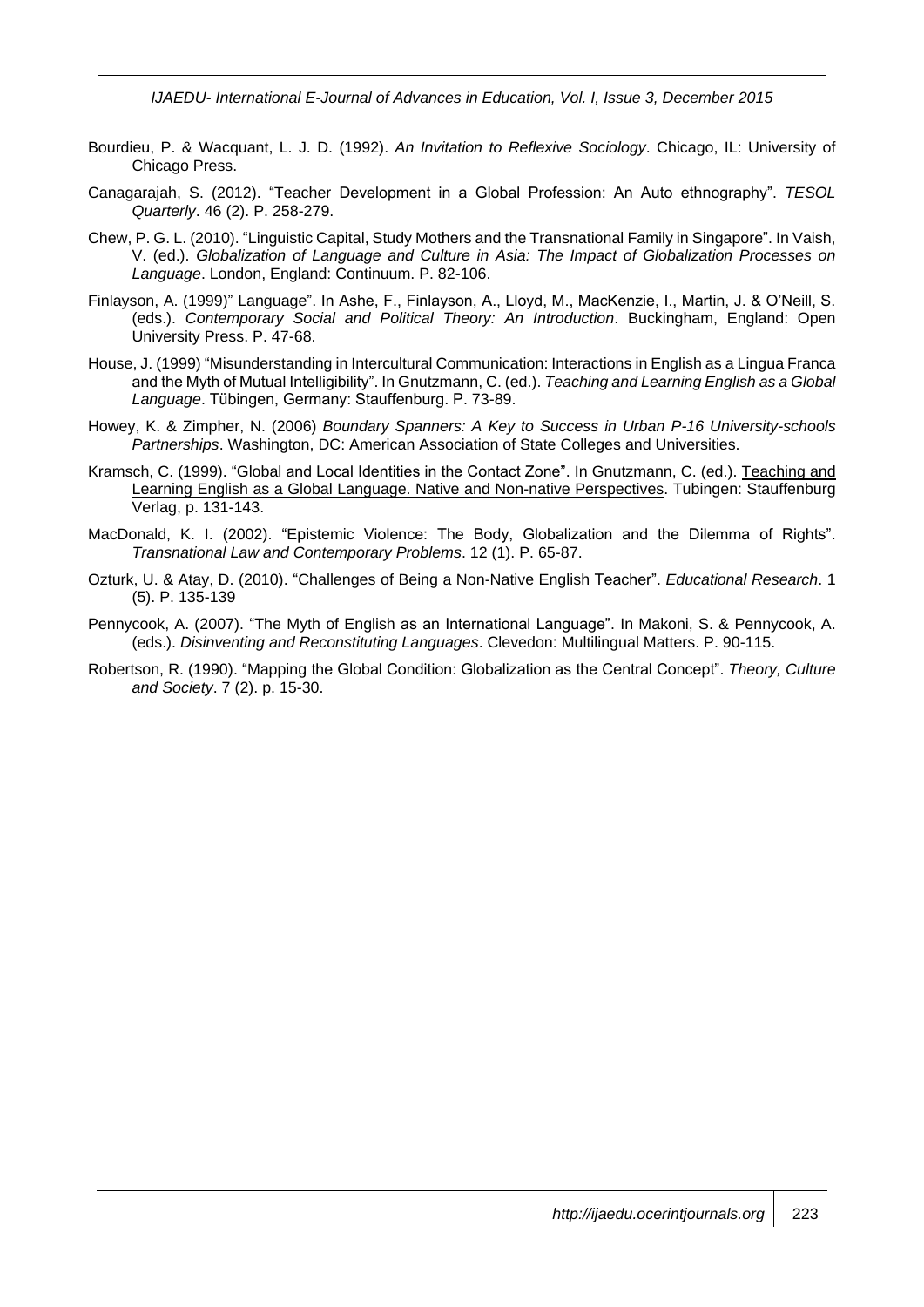Bourdieu, P. & Wacquant, L. J. D. (1992). *An Invitation to Reflexive Sociology*. Chicago, IL: University of Chicago Press.

Canagarajah, S. (2012). "Teacher Development in a Global Profession: An Auto ethnography". *TESOL Quarterly*. 46 (2). P. 258-279.

Chew, P. G. L. (2010). "Linguistic Capital, Study Mothers and the Transnational Family in Singapore". In Vaish, V. (ed.). *Globalization of Language and Culture in Asia: The Impact of Globalization Processes on Language*. London, England: Continuum. P. 82-106.

Finlayson, A. (1999)" Language". In Ashe, F., Finlayson, A., Lloyd, M., MacKenzie, I., Martin, J. & O'Neill, S. (eds.). *Contemporary Social and Political Theory: An Introduction*. Buckingham, England: Open University Press. P. 47-68.

House, J. (1999) "Misunderstanding in Intercultural Communication: Interactions in English as a Lingua Franca and the Myth of Mutual Intelligibility". In Gnutzmann, C. (ed.). *Teaching and Learning English as a Global Language*. Tübingen, Germany: Stauffenburg. P. 73-89.

Howey, K. & Zimpher, N. (2006) *Boundary Spanners: A Key to Success in Urban P-16 University-schools Partnerships*. Washington, DC: American Association of State Colleges and Universities.

Kramsch, C. (1999). "Global and Local Identities in the Contact Zone". In Gnutzmann, C. (ed.). Teaching and Learning English as a Global Language. Native and Non-native Perspectives. Tubingen: Stauffenburg Verlag, p. 131-143.

MacDonald, K. I. (2002). "Epistemic Violence: The Body, Globalization and the Dilemma of Rights". *Transnational Law and Contemporary Problems*. 12 (1). P. 65-87.

Ozturk, U. & Atay, D. (2010). "Challenges of Being a Non-Native English Teacher". *Educational Research*. 1 (5). P. 135-139

Pennycook, A. (2007). "The Myth of English as an International Language". In Makoni, S. & Pennycook, A. (eds.). *Disinventing and Reconstituting Languages*. Clevedon: Multilingual Matters. P. 90-115.

Robertson, R. (1990). "Mapping the Global Condition: Globalization as the Central Concept". *Theory, Culture and Society*. 7 (2). p. 15-30.